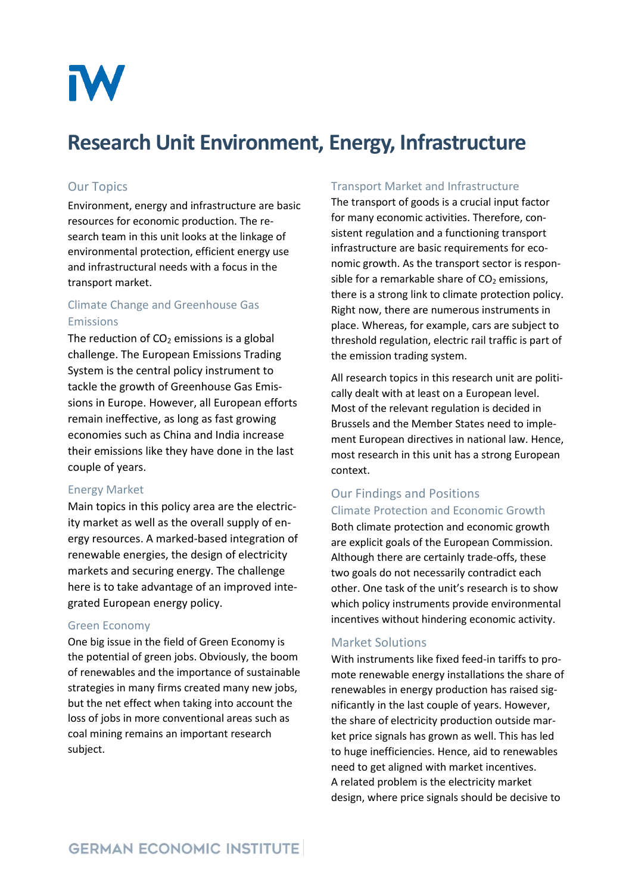# Research Unit Environment, Energy, Infrastructure

## Our Topics

Environment, energy and infrastructure are basic resources for economic production. The research team in this unit looks at the linkage of environmental protection, efficient energy use and infrastructural needs with a focus in the transport market.

### Climate Change and Greenhouse Gas Emissions

The reduction of $CO_2$ emissions is a global challenge. The European Emissions Trading System is the central policy instrument to tackle the growth of Greenhouse Gas Emissions in Europe. However, all European efforts remain ineffective, as long as fast growing economies such as China and India increase their emissions like they have done in the last couple of years.

### Energy Market

Main topics in this policy area are the electricity market as well as the overall supply of energy resources. A marked-based integration of renewable energies, the design of electricity markets and securing energy. The challenge here is to take advantage of an improved integrated European energy policy.

### Green Economy

One big issue in the field of Green Economy is the potential of green jobs. Obviously, the boom of renewables and the importance of sustainable strategies in many firms created many new jobs, but the net effect when taking into account the loss of jobs in more conventional areas such as coal mining remains an important research subject.

### Transport Market and Infrastructure

The transport of goods is a crucial input factor for many economic activities. Therefore, consistent regulation and a functioning transport infrastructure are basic requirements for economic growth. As the transport sector is responsible for a remarkable share of $CO_2$ emissions, there is a strong link to climate protection policy. Right now, there are numerous instruments in place. Whereas, for example, cars are subject to threshold regulation, electric rail traffic is part of the emission trading system.

All research topics in this research unit are politically dealt with at least on a European level. Most of the relevant regulation is decided in Brussels and the Member States need to implement European directives in national law. Hence, most research in this unit has a strong European context.

## Our Findings and Positions

### Climate Protection and Economic Growth

Both climate protection and economic growth are explicit goals of the European Commission. Although there are certainly trade-offs, these two goals do not necessarily contradict each other. One task of the unit's research is to show which policy instruments provide environmental incentives without hindering economic activity.

### Market Solutions

With instruments like fixed feed-in tariffs to promote renewable energy installations the share of renewables in energy production has raised significantly in the last couple of years. However, the share of electricity production outside market price signals has grown as well. This has led to huge inefficiencies. Hence, aid to renewables need to get aligned with market incentives. A related problem is the electricity market design, where price signals should be decisive to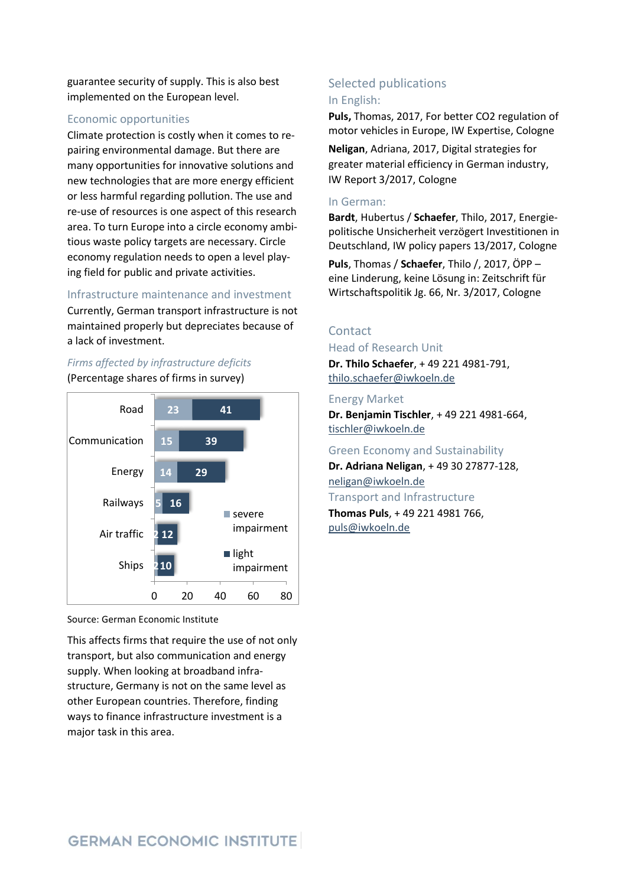guarantee security of supply. This is also best implemented on the European level.

### Economic opportunities

Climate protection is costly when it comes to repairing environmental damage. But there are many opportunities for innovative solutions and new technologies that are more energy efficient or less harmful regarding pollution. The use and re-use of resources is one aspect of this research area. To turn Europe into a circle economy ambitious waste policy targets are necessary. Circle economy regulation needs to open a level playing field for public and private activities.

### Infrastructure maintenance and investment

Currently, German transport infrastructure is not maintained properly but depreciates because of a lack of investment.

*Firms affected by infrastructure deficits*

(Percentage shares of firms in survey)

Road 23 41
Communication 15 39
Energy 14 29
Railways 5 16
Air traffic 2 12
Ships 2 10

severe impairment
light impairment

0 20 40 60 80

Source: German Economic Institute

This affects firms that require the use of not only transport, but also communication and energy supply. When looking at broadband infrastructure, Germany is not on the same level as other European countries. Therefore, finding ways to finance infrastructure investment is a major task in this area.

## Selected publications

### In English:

**Puls,** Thomas, 2017, For better CO2 regulation of motor vehicles in Europe, IW Expertise, Cologne

**Neligan**, Adriana, 2017, Digital strategies for greater material efficiency in German industry, IW Report 3/2017, Cologne

### In German:

**Bardt**, Hubertus / **Schaefer**, Thilo, 2017, Energiepolitische Unsicherheit verzögert Investitionen in Deutschland, IW policy papers 13/2017, Cologne

**Puls**, Thomas / **Schaefer**, Thilo /, 2017, ÖPP – eine Linderung, keine Lösung in: Zeitschrift für Wirtschaftspolitik Jg. 66, Nr. 3/2017, Cologne

## Contact

### Head of Research Unit

**Dr. Thilo Schaefer**, + 49 221 4981-791, thilo.schaefer@iwkoeln.de

### Energy Market

**Dr. Benjamin Tischler**, + 49 221 4981-664, tischler@iwkoeln.de

### Green Economy and Sustainability

**Dr. Adriana Neligan**, + 49 30 27877-128, neligan@iwkoeln.de

### Transport and Infrastructure

**Thomas Puls**, + 49 221 4981 766, puls@iwkoeln.de